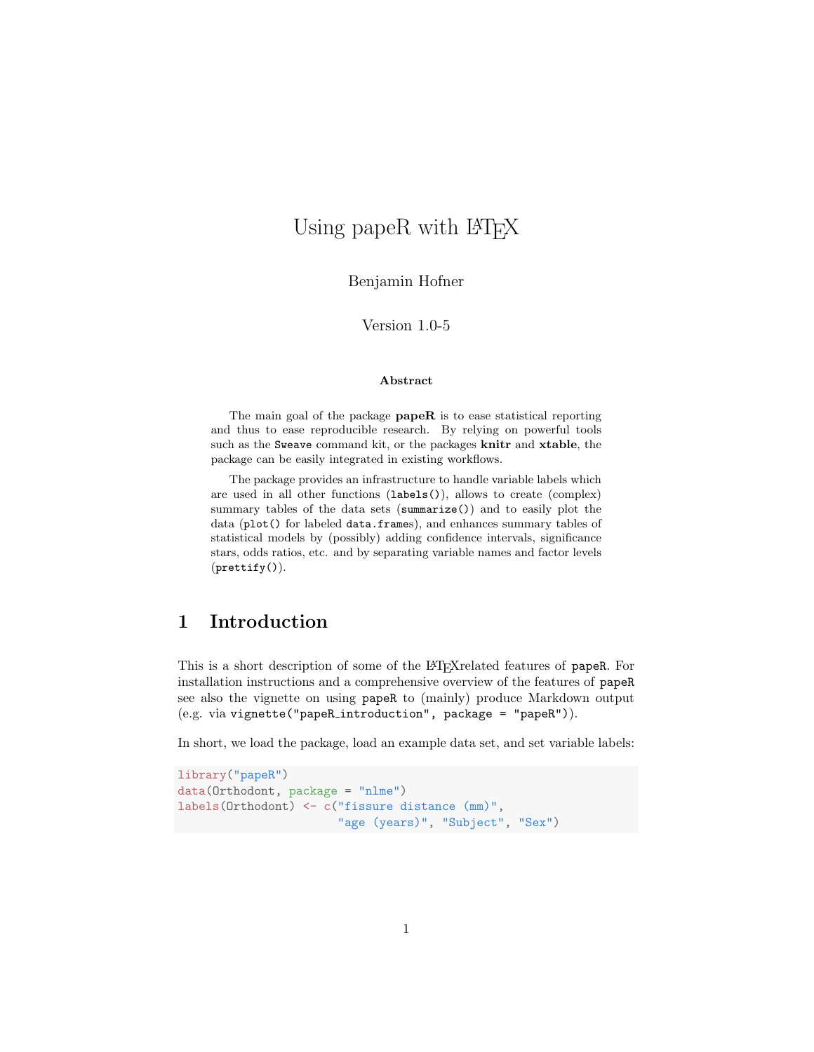# Using papeR with LaTeX

Benjamin Hofner

Version 1.0-5

**Abstract**

The main goal of the package **papeR** is to ease statistical reporting and thus to ease reproducible research. By relying on powerful tools such as the `Sweave` command kit, or the packages **knitr** and **xtable**, the package can be easily integrated in existing workflows.

The package provides an infrastructure to handle variable labels which are used in all other functions (`labels()`), allows to create (complex) summary tables of the data sets (`summarize()`) and to easily plot the data (`plot()` for labeled `data.frame`s), and enhances summary tables of statistical models by (possibly) adding confidence intervals, significance stars, odds ratios, etc. and by separating variable names and factor levels (`prettify()`).

## 1 Introduction

This is a short description of some of the LaTeXrelated features of `papeR`. For installation instructions and a comprehensive overview of the features of `papeR` see also the vignette on using `papeR` to (mainly) produce Markdown output (e.g. via `vignette("papeR_introduction", package = "papeR")`).

In short, we load the package, load an example data set, and set variable labels:

```
library("papeR")
data(Orthodont, package = "nlme")
labels(Orthodont) <- c("fissure distance (mm)",
                       "age (years)", "Subject", "Sex")
```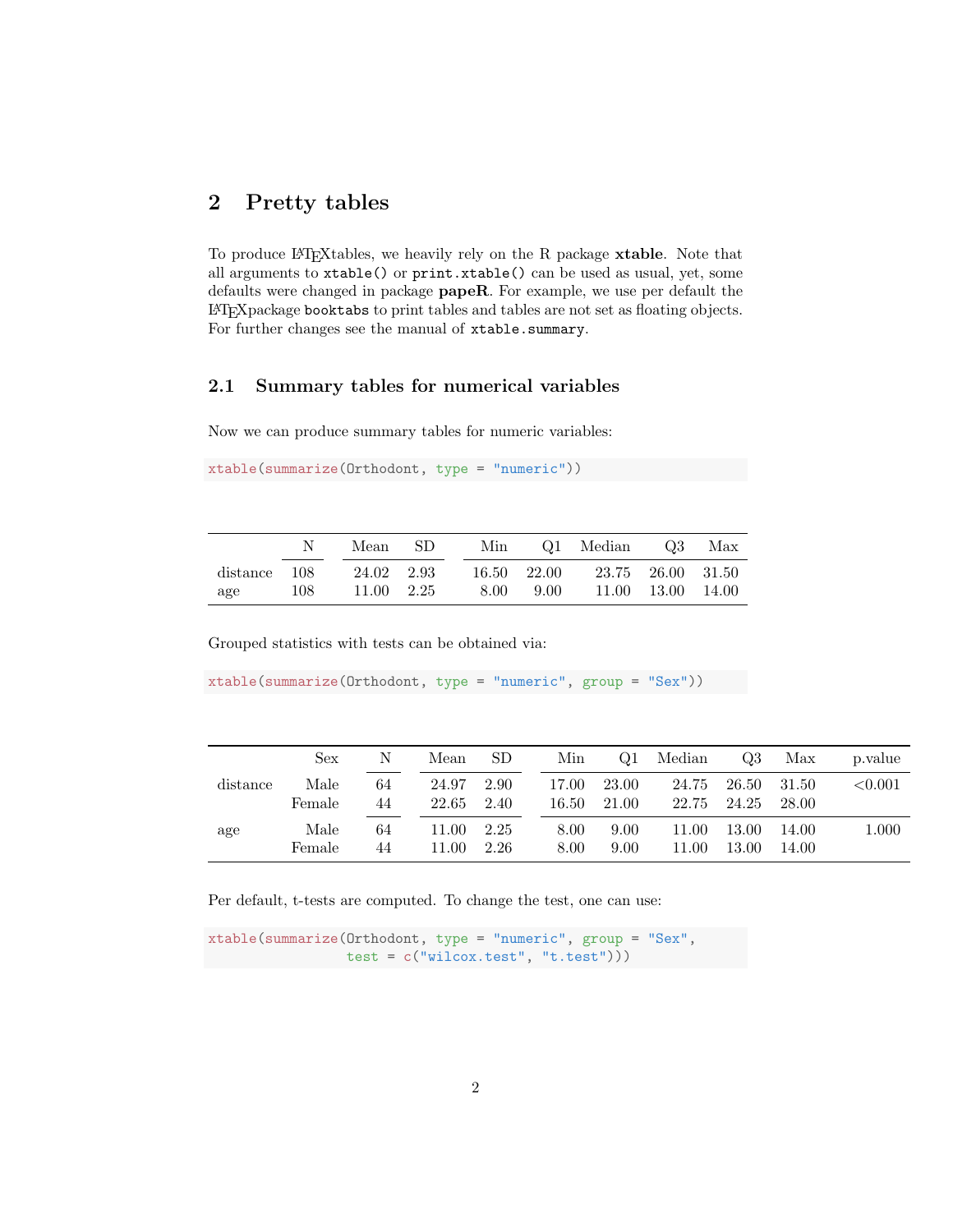# 2 Pretty tables

To produce LaTeXtables, we heavily rely on the R package **xtable**. Note that all arguments to `xtable()` or `print.xtable()` can be used as usual, yet, some defaults were changed in package **papeR**. For example, we use per default the LaTeXpackage `booktabs` to print tables and tables are not set as floating objects. For further changes see the manual of `xtable.summary`.

## 2.1 Summary tables for numerical variables

Now we can produce summary tables for numeric variables:

```
xtable(summarize(Orthodont, type = "numeric"))
```

| | N | Mean | SD | Min | Q1 | Median | Q3 | Max |
|---|---|---|---|---|---|---|---|---|
| distance | 108 | 24.02 | 2.93 | 16.50 | 22.00 | 23.75 | 26.00 | 31.50 |
| age | 108 | 11.00 | 2.25 | 8.00 | 9.00 | 11.00 | 13.00 | 14.00 |

Grouped statistics with tests can be obtained via:

```
xtable(summarize(Orthodont, type = "numeric", group = "Sex"))
```

| | Sex | N | Mean | SD | Min | Q1 | Median | Q3 | Max | p.value |
|---|---|---|---|---|---|---|---|---|---|---|
| distance | Male | 64 | 24.97 | 2.90 | 17.00 | 23.00 | 24.75 | 26.50 | 31.50 | <0.001 |
| | Female | 44 | 22.65 | 2.40 | 16.50 | 21.00 | 22.75 | 24.25 | 28.00 | |
| age | Male | 64 | 11.00 | 2.25 | 8.00 | 9.00 | 11.00 | 13.00 | 14.00 | 1.000 |
| | Female | 44 | 11.00 | 2.26 | 8.00 | 9.00 | 11.00 | 13.00 | 14.00 | |

Per default, t-tests are computed. To change the test, one can use:

```
xtable(summarize(Orthodont, type = "numeric", group = "Sex",
                 test = c("wilcox.test", "t.test")))
```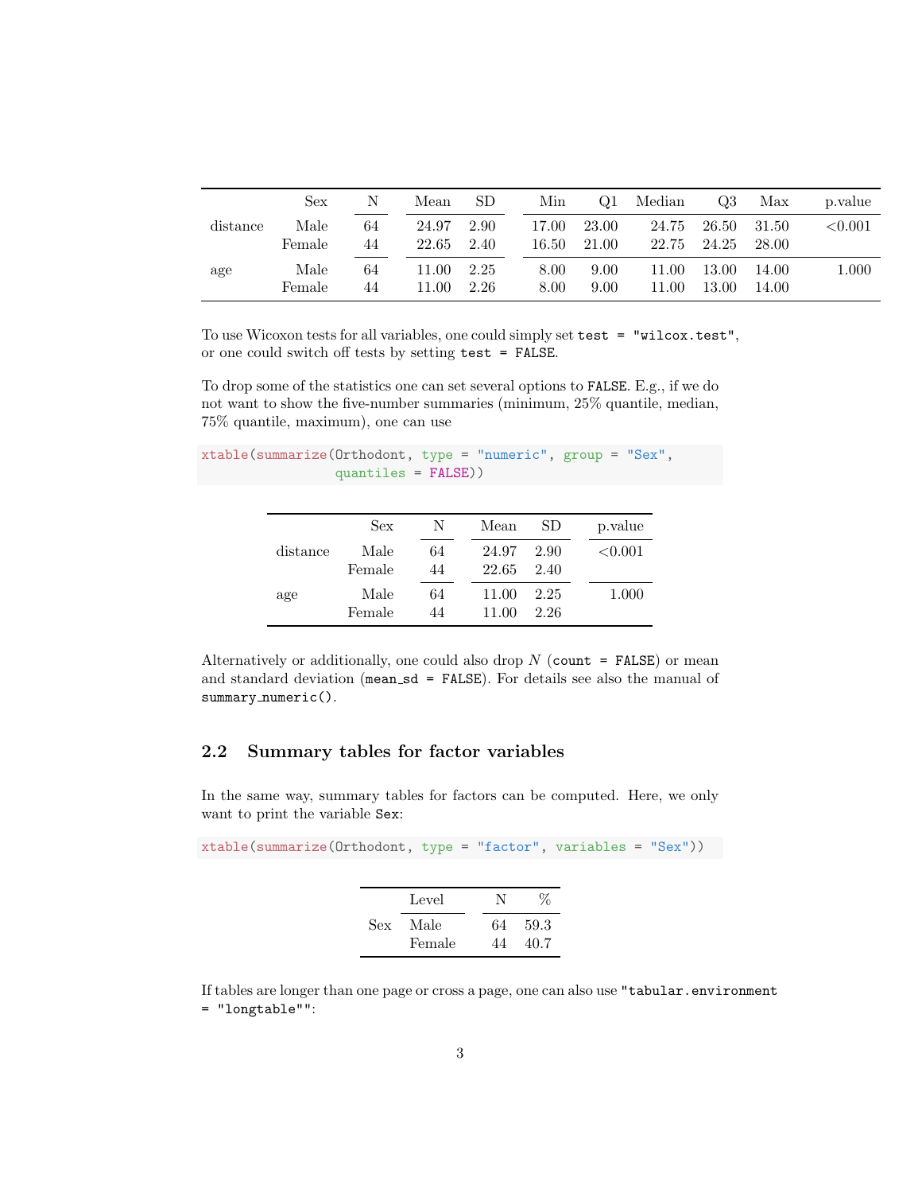| | Sex | N | Mean | SD | Min | Q1 | Median | Q3 | Max | p.value |
|---|---|---|---|---|---|---|---|---|---|---|
| distance | Male | 64 | 24.97 | 2.90 | 17.00 | 23.00 | 24.75 | 26.50 | 31.50 | <0.001 |
| | Female | 44 | 22.65 | 2.40 | 16.50 | 21.00 | 22.75 | 24.25 | 28.00 | |
| age | Male | 64 | 11.00 | 2.25 | 8.00 | 9.00 | 11.00 | 13.00 | 14.00 | 1.000 |
| | Female | 44 | 11.00 | 2.26 | 8.00 | 9.00 | 11.00 | 13.00 | 14.00 | |

To use Wicoxon tests for all variables, one could simply set `test = "wilcox.test"`, or one could switch off tests by setting `test = FALSE`.

To drop some of the statistics one can set several options to `FALSE`. E.g., if we do not want to show the five-number summaries (minimum, 25% quantile, median, 75% quantile, maximum), one can use

```
xtable(summarize(Orthodont, type = "numeric", group = "Sex",
                 quantiles = FALSE))
```

| | Sex | N | Mean | SD | p.value |
|---|---|---|---|---|---|
| distance | Male | 64 | 24.97 | 2.90 | <0.001 |
| | Female | 44 | 22.65 | 2.40 | |
| age | Male | 64 | 11.00 | 2.25 | 1.000 |
| | Female | 44 | 11.00 | 2.26 | |

Alternatively or additionally, one could also drop $N$ (`count = FALSE`) or mean and standard deviation (`mean_sd = FALSE`). For details see also the manual of `summary_numeric()`.

## 2.2 Summary tables for factor variables

In the same way, summary tables for factors can be computed. Here, we only want to print the variable `Sex`:

```
xtable(summarize(Orthodont, type = "factor", variables = "Sex"))
```

| | Level | N | % |
|---|---|---|---|
| Sex | Male | 64 | 59.3 |
| | Female | 44 | 40.7 |

If tables are longer than one page or cross a page, one can also use `"tabular.environment = "longtable""`: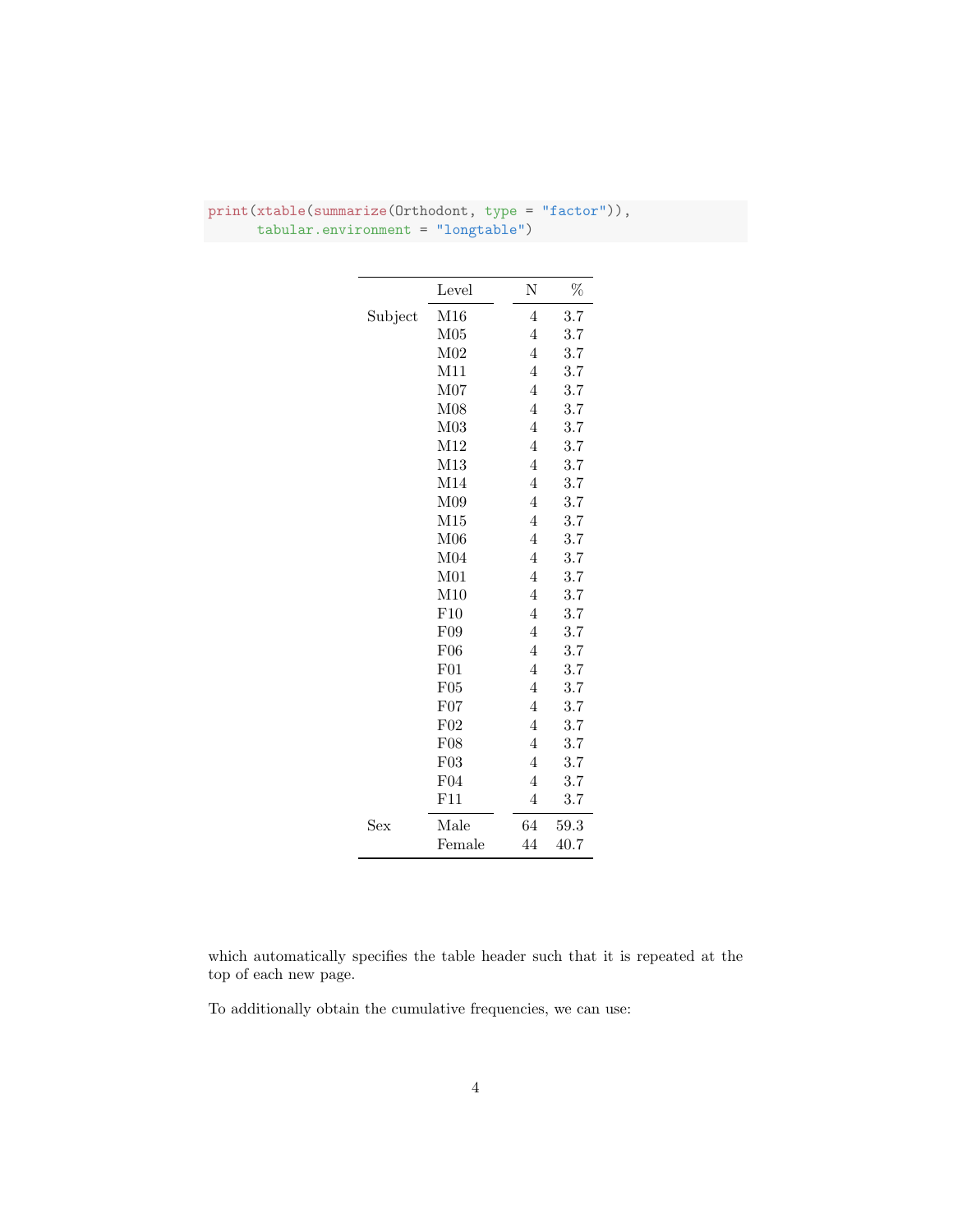```
print(xtable(summarize(Orthodont, type = "factor")),
      tabular.environment = "longtable")
```

| | Level | N | % |
|---|---|---|---|
| Subject | M16 | 4 | 3.7 |
| | M05 | 4 | 3.7 |
| | M02 | 4 | 3.7 |
| | M11 | 4 | 3.7 |
| | M07 | 4 | 3.7 |
| | M08 | 4 | 3.7 |
| | M03 | 4 | 3.7 |
| | M12 | 4 | 3.7 |
| | M13 | 4 | 3.7 |
| | M14 | 4 | 3.7 |
| | M09 | 4 | 3.7 |
| | M15 | 4 | 3.7 |
| | M06 | 4 | 3.7 |
| | M04 | 4 | 3.7 |
| | M01 | 4 | 3.7 |
| | M10 | 4 | 3.7 |
| | F10 | 4 | 3.7 |
| | F09 | 4 | 3.7 |
| | F06 | 4 | 3.7 |
| | F01 | 4 | 3.7 |
| | F05 | 4 | 3.7 |
| | F07 | 4 | 3.7 |
| | F02 | 4 | 3.7 |
| | F08 | 4 | 3.7 |
| | F03 | 4 | 3.7 |
| | F04 | 4 | 3.7 |
| | F11 | 4 | 3.7 |
| Sex | Male | 64 | 59.3 |
| | Female | 44 | 40.7 |

which automatically specifies the table header such that it is repeated at the top of each new page.

To additionally obtain the cumulative frequencies, we can use: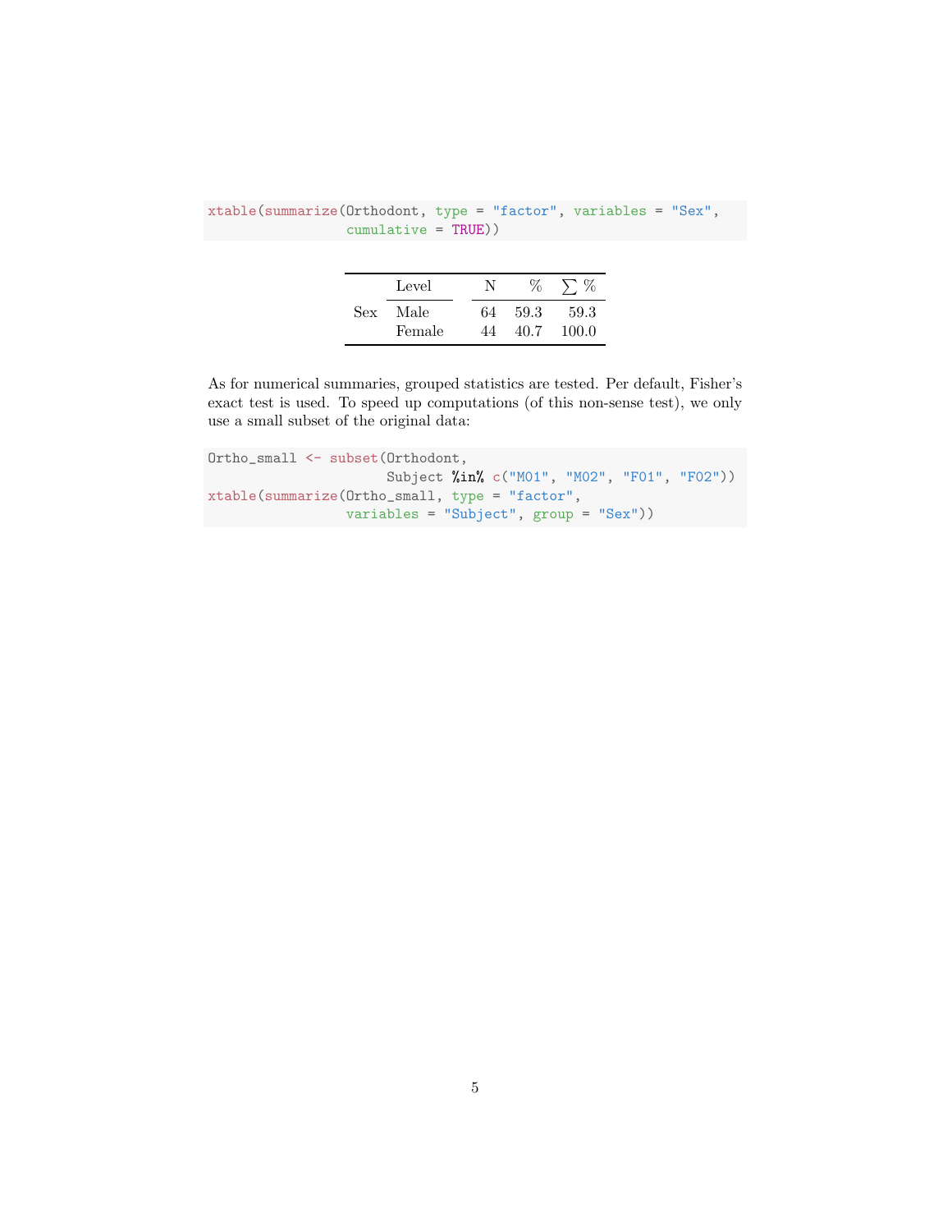```r
xtable(summarize(Orthodont, type = "factor", variables = "Sex",
                 cumulative = TRUE))
```

| | Level | N | % | $\sum$ % |
|---|---|---|---|---|
| Sex | Male | 64 | 59.3 | 59.3 |
| | Female | 44 | 40.7 | 100.0 |

As for numerical summaries, grouped statistics are tested. Per default, Fisher's exact test is used. To speed up computations (of this non-sense test), we only use a small subset of the original data:

```r
Ortho_small <- subset(Orthodont,
                      Subject %in% c("M01", "M02", "F01", "F02"))
xtable(summarize(Ortho_small, type = "factor",
                 variables = "Subject", group = "Sex"))
```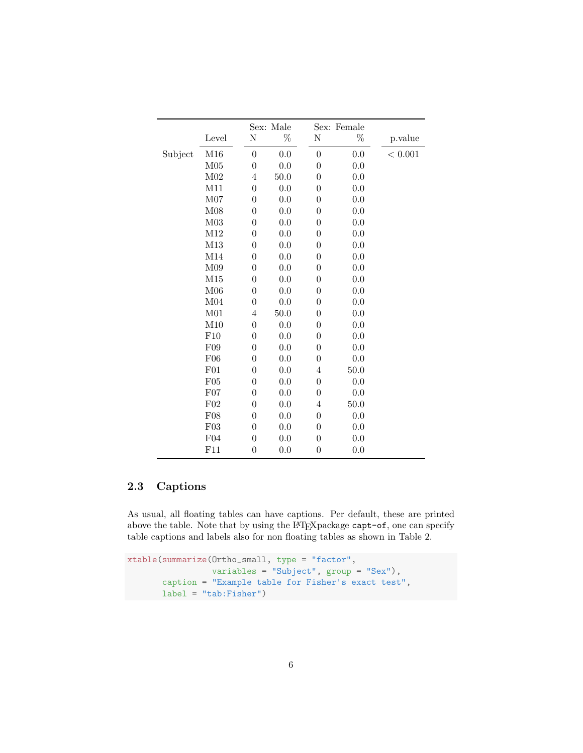| | Level | Sex: Male | | Sex: Female | | p.value |
|---|---|---|---|---|---|---|
| | | N | % | N | % | |
| Subject | M16 | 0 | 0.0 | 0 | 0.0 | < 0.001 |
| | M05 | 0 | 0.0 | 0 | 0.0 | |
| | M02 | 4 | 50.0 | 0 | 0.0 | |
| | M11 | 0 | 0.0 | 0 | 0.0 | |
| | M07 | 0 | 0.0 | 0 | 0.0 | |
| | M08 | 0 | 0.0 | 0 | 0.0 | |
| | M03 | 0 | 0.0 | 0 | 0.0 | |
| | M12 | 0 | 0.0 | 0 | 0.0 | |
| | M13 | 0 | 0.0 | 0 | 0.0 | |
| | M14 | 0 | 0.0 | 0 | 0.0 | |
| | M09 | 0 | 0.0 | 0 | 0.0 | |
| | M15 | 0 | 0.0 | 0 | 0.0 | |
| | M06 | 0 | 0.0 | 0 | 0.0 | |
| | M04 | 0 | 0.0 | 0 | 0.0 | |
| | M01 | 4 | 50.0 | 0 | 0.0 | |
| | M10 | 0 | 0.0 | 0 | 0.0 | |
| | F10 | 0 | 0.0 | 0 | 0.0 | |
| | F09 | 0 | 0.0 | 0 | 0.0 | |
| | F06 | 0 | 0.0 | 0 | 0.0 | |
| | F01 | 0 | 0.0 | 4 | 50.0 | |
| | F05 | 0 | 0.0 | 0 | 0.0 | |
| | F07 | 0 | 0.0 | 0 | 0.0 | |
| | F02 | 0 | 0.0 | 4 | 50.0 | |
| | F08 | 0 | 0.0 | 0 | 0.0 | |
| | F03 | 0 | 0.0 | 0 | 0.0 | |
| | F04 | 0 | 0.0 | 0 | 0.0 | |
| | F11 | 0 | 0.0 | 0 | 0.0 | |

### 2.3 Captions

As usual, all floating tables can have captions. Per default, these are printed above the table. Note that by using the LaTeXpackage `capt-of`, one can specify table captions and labels also for non floating tables as shown in Table 2.

```
xtable(summarize(Ortho_small, type = "factor",
                 variables = "Subject", group = "Sex"),
       caption = "Example table for Fisher's exact test",
       label = "tab:Fisher")
```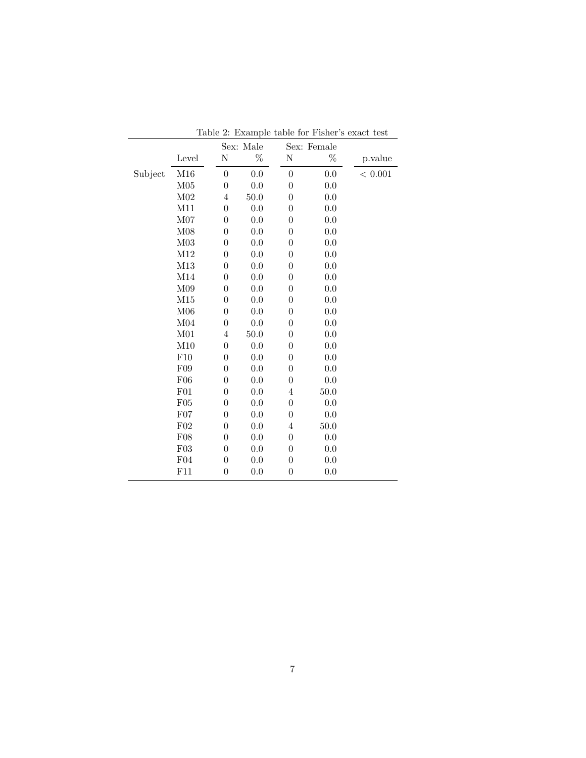Table 2: Example table for Fisher's exact test

| | Level | Sex: Male | | Sex: Female | | p.value |
|---|---|---|---|---|---|---|
| | | N | % | N | % | |
| Subject | M16 | 0 | 0.0 | 0 | 0.0 | < 0.001 |
| | M05 | 0 | 0.0 | 0 | 0.0 | |
| | M02 | 4 | 50.0 | 0 | 0.0 | |
| | M11 | 0 | 0.0 | 0 | 0.0 | |
| | M07 | 0 | 0.0 | 0 | 0.0 | |
| | M08 | 0 | 0.0 | 0 | 0.0 | |
| | M03 | 0 | 0.0 | 0 | 0.0 | |
| | M12 | 0 | 0.0 | 0 | 0.0 | |
| | M13 | 0 | 0.0 | 0 | 0.0 | |
| | M14 | 0 | 0.0 | 0 | 0.0 | |
| | M09 | 0 | 0.0 | 0 | 0.0 | |
| | M15 | 0 | 0.0 | 0 | 0.0 | |
| | M06 | 0 | 0.0 | 0 | 0.0 | |
| | M04 | 0 | 0.0 | 0 | 0.0 | |
| | M01 | 4 | 50.0 | 0 | 0.0 | |
| | M10 | 0 | 0.0 | 0 | 0.0 | |
| | F10 | 0 | 0.0 | 0 | 0.0 | |
| | F09 | 0 | 0.0 | 0 | 0.0 | |
| | F06 | 0 | 0.0 | 0 | 0.0 | |
| | F01 | 0 | 0.0 | 4 | 50.0 | |
| | F05 | 0 | 0.0 | 0 | 0.0 | |
| | F07 | 0 | 0.0 | 0 | 0.0 | |
| | F02 | 0 | 0.0 | 4 | 50.0 | |
| | F08 | 0 | 0.0 | 0 | 0.0 | |
| | F03 | 0 | 0.0 | 0 | 0.0 | |
| | F04 | 0 | 0.0 | 0 | 0.0 | |
| | F11 | 0 | 0.0 | 0 | 0.0 | |